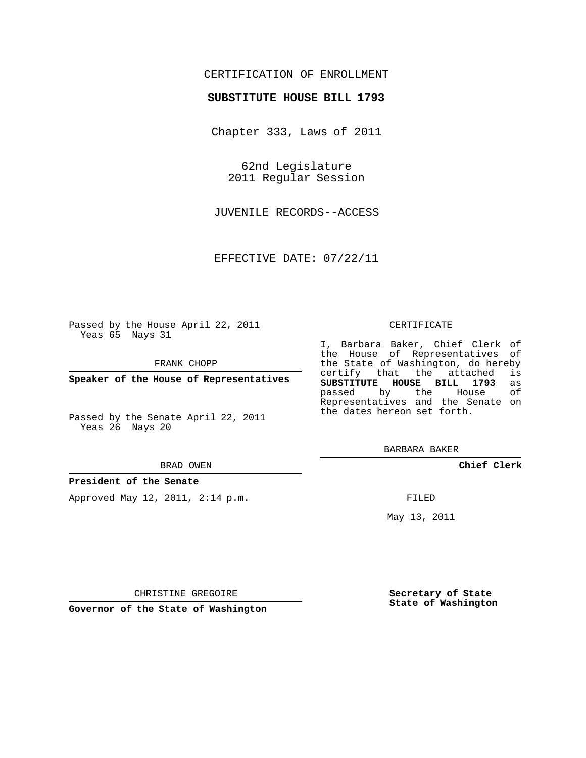CERTIFICATION OF ENROLLMENT

**SUBSTITUTE HOUSE BILL 1793**

Chapter 333, Laws of 2011

62nd Legislature
2011 Regular Session

JUVENILE RECORDS--ACCESS

EFFECTIVE DATE: 07/22/11

Passed by the House April 22, 2011
Yeas 65 Nays 31

FRANK CHOPP

**Speaker of the House of Representatives**

Passed by the Senate April 22, 2011
Yeas 26 Nays 20

BRAD OWEN

**President of the Senate**

Approved May 12, 2011, 2:14 p.m.

CHRISTINE GREGOIRE

**Governor of the State of Washington**

CERTIFICATE

I, Barbara Baker, Chief Clerk of the House of Representatives of the State of Washington, do hereby certify that the attached is **SUBSTITUTE HOUSE BILL 1793** as passed by the House of Representatives and the Senate on the dates hereon set forth.

BARBARA BAKER

**Chief Clerk**

FILED

May 13, 2011

**Secretary of State**
**State of Washington**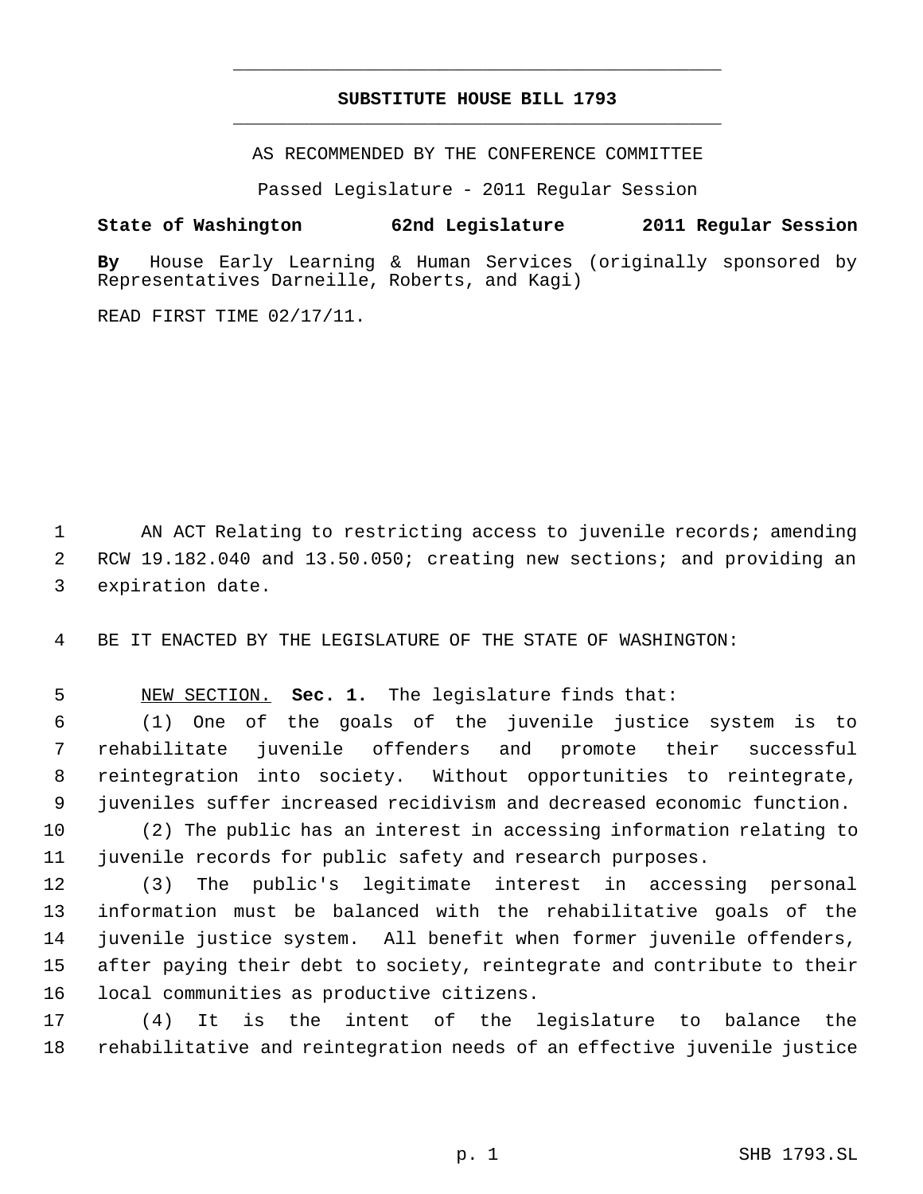# SUBSTITUTE HOUSE BILL 1793

AS RECOMMENDED BY THE CONFERENCE COMMITTEE

Passed Legislature - 2011 Regular Session

**State of Washington 62nd Legislature 2011 Regular Session**

**By** House Early Learning & Human Services (originally sponsored by Representatives Darneille, Roberts, and Kagi)

READ FIRST TIME 02/17/11.

AN ACT Relating to restricting access to juvenile records; amending RCW 19.182.040 and 13.50.050; creating new sections; and providing an expiration date.

BE IT ENACTED BY THE LEGISLATURE OF THE STATE OF WASHINGTON:

NEW SECTION. **Sec. 1.** The legislature finds that:

(1) One of the goals of the juvenile justice system is to rehabilitate juvenile offenders and promote their successful reintegration into society. Without opportunities to reintegrate, juveniles suffer increased recidivism and decreased economic function.

(2) The public has an interest in accessing information relating to juvenile records for public safety and research purposes.

(3) The public's legitimate interest in accessing personal information must be balanced with the rehabilitative goals of the juvenile justice system. All benefit when former juvenile offenders, after paying their debt to society, reintegrate and contribute to their local communities as productive citizens.

(4) It is the intent of the legislature to balance the rehabilitative and reintegration needs of an effective juvenile justice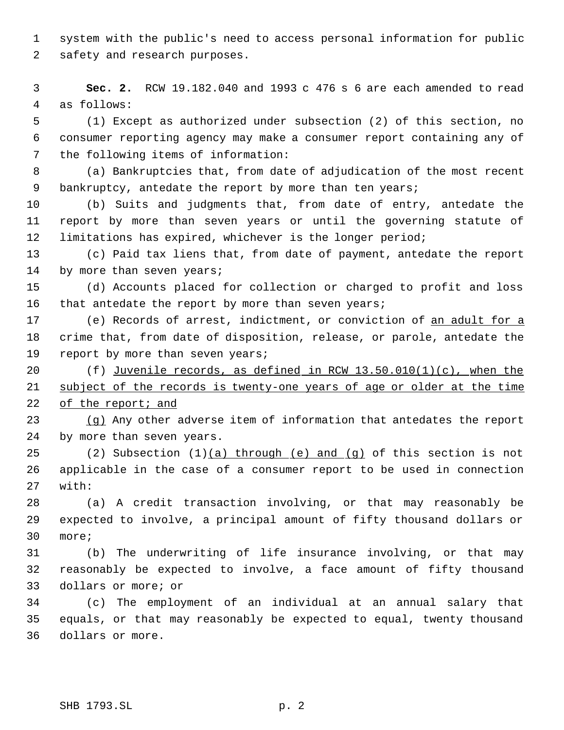system with the public's need to access personal information for public safety and research purposes.

**Sec. 2.** RCW 19.182.040 and 1993 c 476 s 6 are each amended to read as follows:

(1) Except as authorized under subsection (2) of this section, no consumer reporting agency may make a consumer report containing any of the following items of information:

(a) Bankruptcies that, from date of adjudication of the most recent bankruptcy, antedate the report by more than ten years;

(b) Suits and judgments that, from date of entry, antedate the report by more than seven years or until the governing statute of limitations has expired, whichever is the longer period;

(c) Paid tax liens that, from date of payment, antedate the report by more than seven years;

(d) Accounts placed for collection or charged to profit and loss that antedate the report by more than seven years;

(e) Records of arrest, indictment, or conviction of <u>an adult for a</u> crime that, from date of disposition, release, or parole, antedate the report by more than seven years;

(f) <u>Juvenile records, as defined in RCW 13.50.010(1)(c), when the subject of the records is twenty-one years of age or older at the time of the report; and</u>

<u>(g)</u> Any other adverse item of information that antedates the report by more than seven years.

(2) Subsection (1)<u>(a) through (e) and (g)</u> of this section is not applicable in the case of a consumer report to be used in connection with:

(a) A credit transaction involving, or that may reasonably be expected to involve, a principal amount of fifty thousand dollars or more;

(b) The underwriting of life insurance involving, or that may reasonably be expected to involve, a face amount of fifty thousand dollars or more; or

(c) The employment of an individual at an annual salary that equals, or that may reasonably be expected to equal, twenty thousand dollars or more.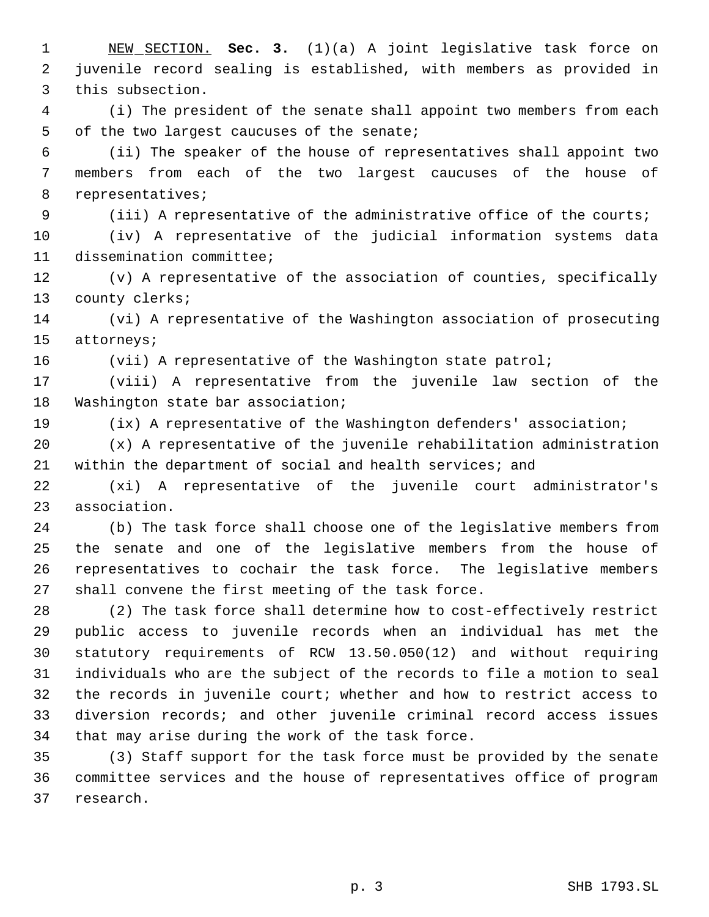NEW SECTION. **Sec. 3.** (1)(a) A joint legislative task force on juvenile record sealing is established, with members as provided in this subsection.

(i) The president of the senate shall appoint two members from each of the two largest caucuses of the senate;

(ii) The speaker of the house of representatives shall appoint two members from each of the two largest caucuses of the house of representatives;

(iii) A representative of the administrative office of the courts;

(iv) A representative of the judicial information systems data dissemination committee;

(v) A representative of the association of counties, specifically county clerks;

(vi) A representative of the Washington association of prosecuting attorneys;

(vii) A representative of the Washington state patrol;

(viii) A representative from the juvenile law section of the Washington state bar association;

(ix) A representative of the Washington defenders' association;

(x) A representative of the juvenile rehabilitation administration within the department of social and health services; and

(xi) A representative of the juvenile court administrator's association.

(b) The task force shall choose one of the legislative members from the senate and one of the legislative members from the house of representatives to cochair the task force. The legislative members shall convene the first meeting of the task force.

(2) The task force shall determine how to cost-effectively restrict public access to juvenile records when an individual has met the statutory requirements of RCW 13.50.050(12) and without requiring individuals who are the subject of the records to file a motion to seal the records in juvenile court; whether and how to restrict access to diversion records; and other juvenile criminal record access issues that may arise during the work of the task force.

(3) Staff support for the task force must be provided by the senate committee services and the house of representatives office of program research.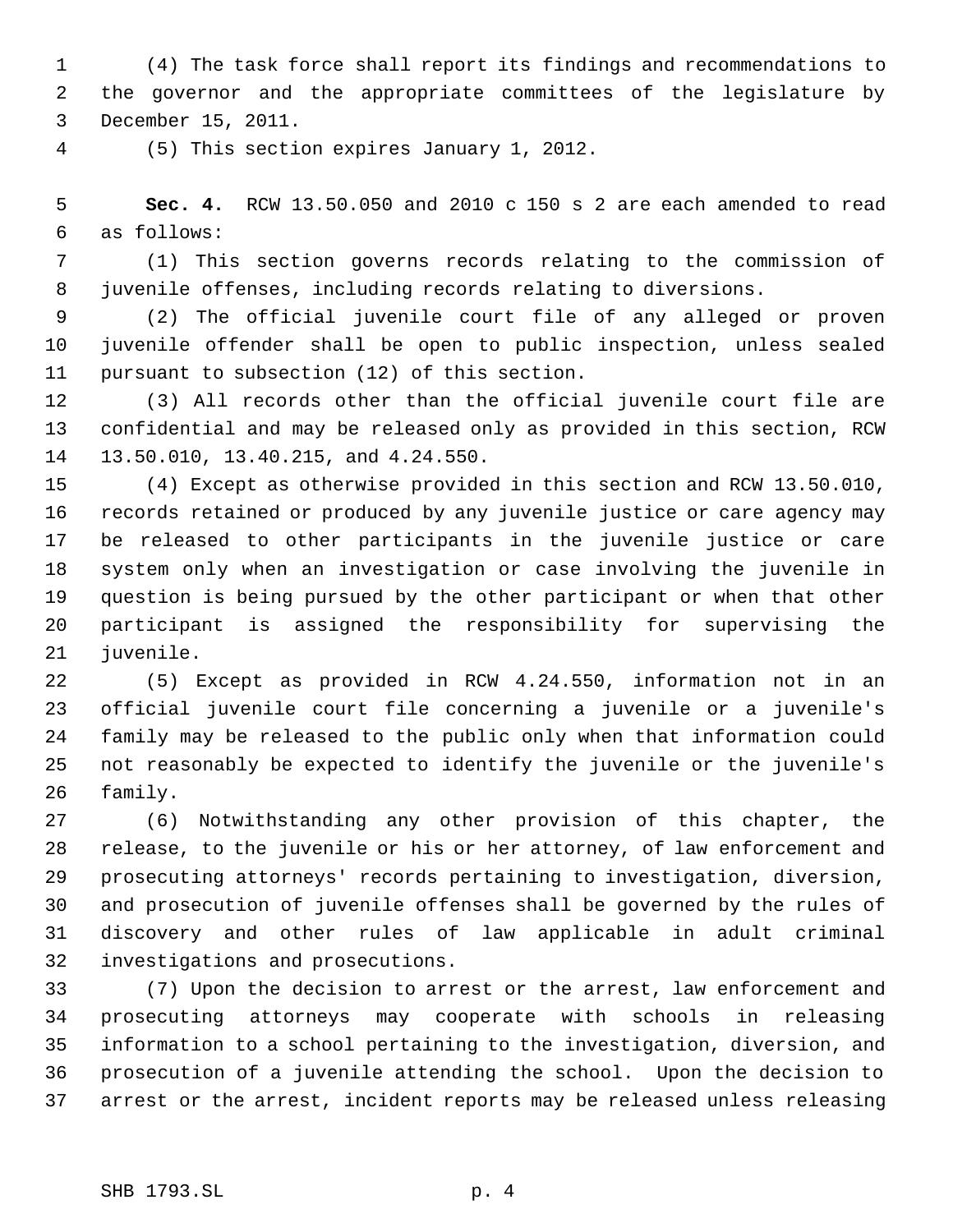(4) The task force shall report its findings and recommendations to the governor and the appropriate committees of the legislature by December 15, 2011.

(5) This section expires January 1, 2012.

**Sec. 4.** RCW 13.50.050 and 2010 c 150 s 2 are each amended to read as follows:

(1) This section governs records relating to the commission of juvenile offenses, including records relating to diversions.

(2) The official juvenile court file of any alleged or proven juvenile offender shall be open to public inspection, unless sealed pursuant to subsection (12) of this section.

(3) All records other than the official juvenile court file are confidential and may be released only as provided in this section, RCW 13.50.010, 13.40.215, and 4.24.550.

(4) Except as otherwise provided in this section and RCW 13.50.010, records retained or produced by any juvenile justice or care agency may be released to other participants in the juvenile justice or care system only when an investigation or case involving the juvenile in question is being pursued by the other participant or when that other participant is assigned the responsibility for supervising the juvenile.

(5) Except as provided in RCW 4.24.550, information not in an official juvenile court file concerning a juvenile or a juvenile's family may be released to the public only when that information could not reasonably be expected to identify the juvenile or the juvenile's family.

(6) Notwithstanding any other provision of this chapter, the release, to the juvenile or his or her attorney, of law enforcement and prosecuting attorneys' records pertaining to investigation, diversion, and prosecution of juvenile offenses shall be governed by the rules of discovery and other rules of law applicable in adult criminal investigations and prosecutions.

(7) Upon the decision to arrest or the arrest, law enforcement and prosecuting attorneys may cooperate with schools in releasing information to a school pertaining to the investigation, diversion, and prosecution of a juvenile attending the school. Upon the decision to arrest or the arrest, incident reports may be released unless releasing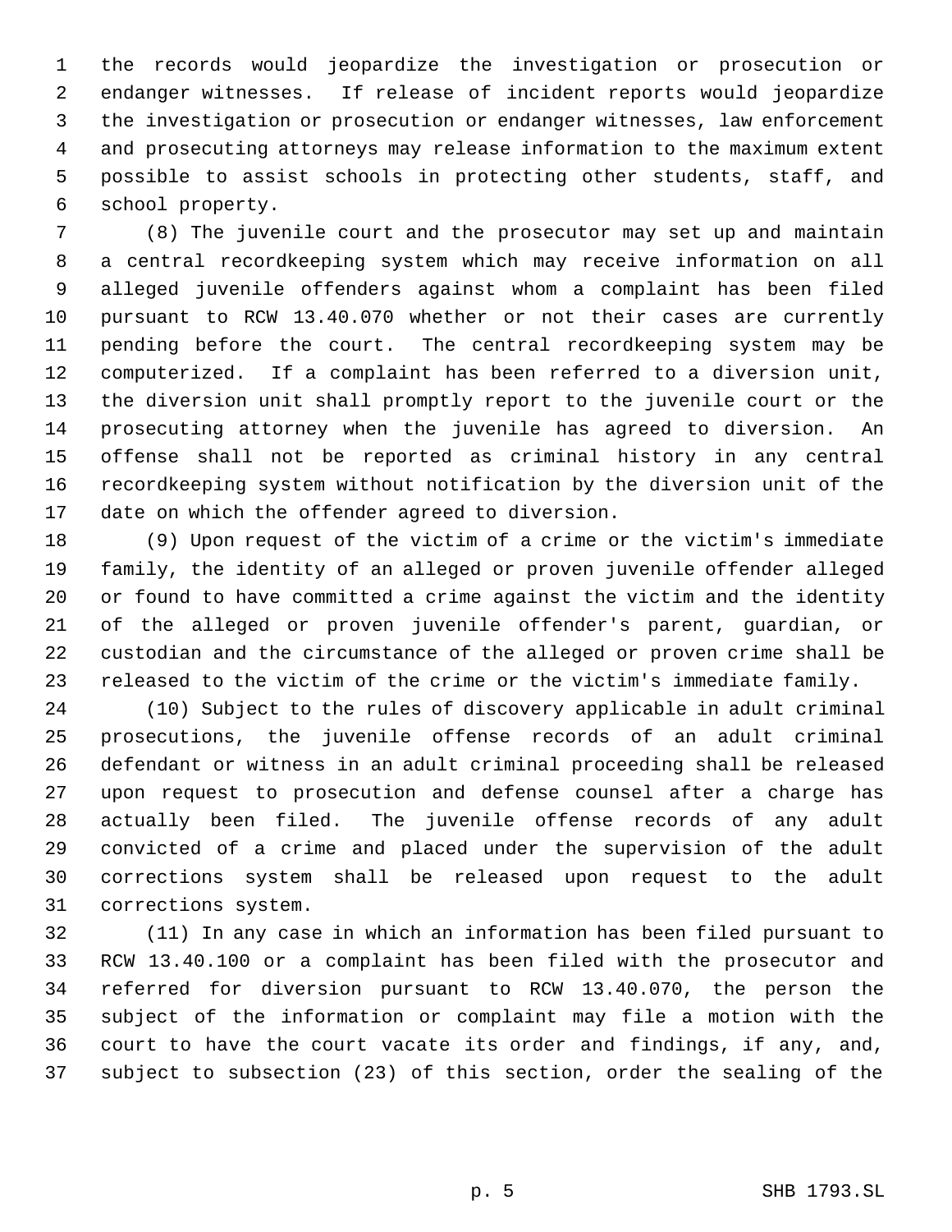the records would jeopardize the investigation or prosecution or endanger witnesses. If release of incident reports would jeopardize the investigation or prosecution or endanger witnesses, law enforcement and prosecuting attorneys may release information to the maximum extent possible to assist schools in protecting other students, staff, and school property.

(8) The juvenile court and the prosecutor may set up and maintain a central recordkeeping system which may receive information on all alleged juvenile offenders against whom a complaint has been filed pursuant to RCW 13.40.070 whether or not their cases are currently pending before the court. The central recordkeeping system may be computerized. If a complaint has been referred to a diversion unit, the diversion unit shall promptly report to the juvenile court or the prosecuting attorney when the juvenile has agreed to diversion. An offense shall not be reported as criminal history in any central recordkeeping system without notification by the diversion unit of the date on which the offender agreed to diversion.

(9) Upon request of the victim of a crime or the victim's immediate family, the identity of an alleged or proven juvenile offender alleged or found to have committed a crime against the victim and the identity of the alleged or proven juvenile offender's parent, guardian, or custodian and the circumstance of the alleged or proven crime shall be released to the victim of the crime or the victim's immediate family.

(10) Subject to the rules of discovery applicable in adult criminal prosecutions, the juvenile offense records of an adult criminal defendant or witness in an adult criminal proceeding shall be released upon request to prosecution and defense counsel after a charge has actually been filed. The juvenile offense records of any adult convicted of a crime and placed under the supervision of the adult corrections system shall be released upon request to the adult corrections system.

(11) In any case in which an information has been filed pursuant to RCW 13.40.100 or a complaint has been filed with the prosecutor and referred for diversion pursuant to RCW 13.40.070, the person the subject of the information or complaint may file a motion with the court to have the court vacate its order and findings, if any, and, subject to subsection (23) of this section, order the sealing of the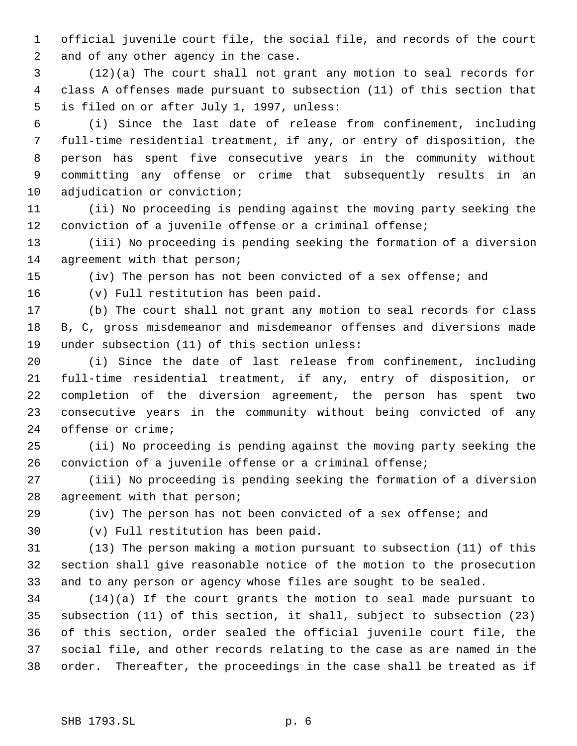official juvenile court file, the social file, and records of the court and of any other agency in the case.

(12)(a) The court shall not grant any motion to seal records for class A offenses made pursuant to subsection (11) of this section that is filed on or after July 1, 1997, unless:

(i) Since the last date of release from confinement, including full-time residential treatment, if any, or entry of disposition, the person has spent five consecutive years in the community without committing any offense or crime that subsequently results in an adjudication or conviction;

(ii) No proceeding is pending against the moving party seeking the conviction of a juvenile offense or a criminal offense;

(iii) No proceeding is pending seeking the formation of a diversion agreement with that person;

(iv) The person has not been convicted of a sex offense; and

(v) Full restitution has been paid.

(b) The court shall not grant any motion to seal records for class B, C, gross misdemeanor and misdemeanor offenses and diversions made under subsection (11) of this section unless:

(i) Since the date of last release from confinement, including full-time residential treatment, if any, entry of disposition, or completion of the diversion agreement, the person has spent two consecutive years in the community without being convicted of any offense or crime;

(ii) No proceeding is pending against the moving party seeking the conviction of a juvenile offense or a criminal offense;

(iii) No proceeding is pending seeking the formation of a diversion agreement with that person;

(iv) The person has not been convicted of a sex offense; and

(v) Full restitution has been paid.

(13) The person making a motion pursuant to subsection (11) of this section shall give reasonable notice of the motion to the prosecution and to any person or agency whose files are sought to be sealed.

(14)(a) If the court grants the motion to seal made pursuant to subsection (11) of this section, it shall, subject to subsection (23) of this section, order sealed the official juvenile court file, the social file, and other records relating to the case as are named in the order. Thereafter, the proceedings in the case shall be treated as if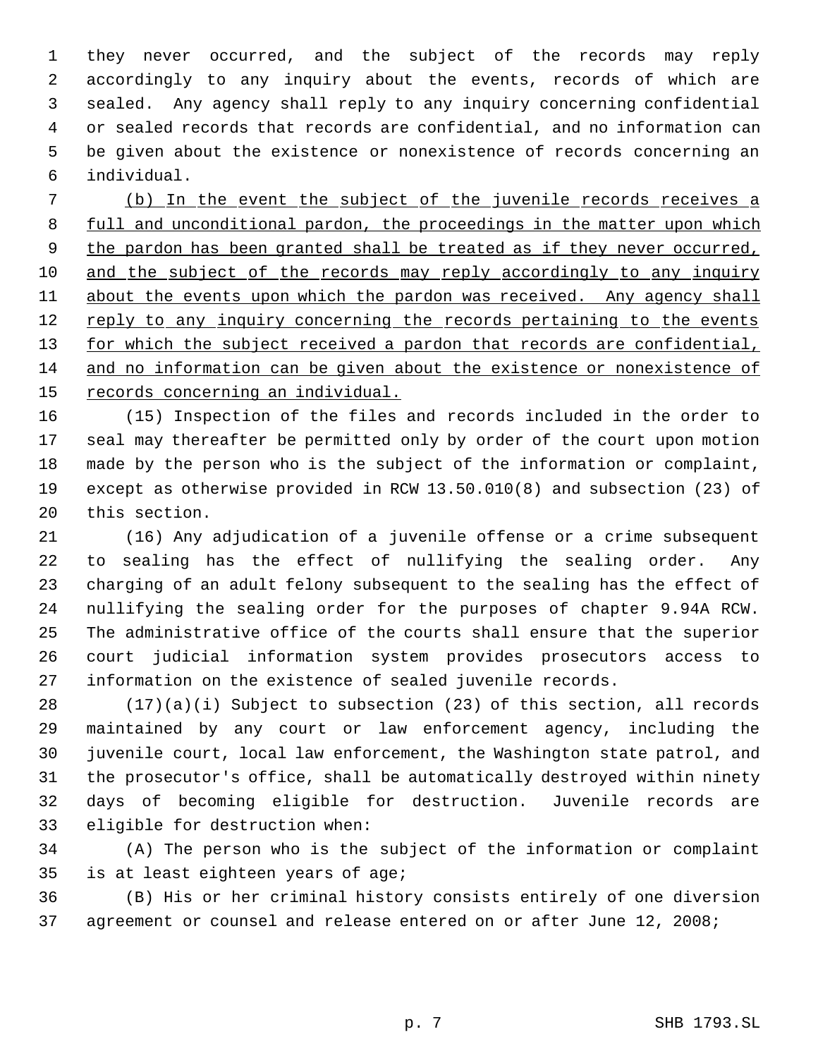they never occurred, and the subject of the records may reply accordingly to any inquiry about the events, records of which are sealed. Any agency shall reply to any inquiry concerning confidential or sealed records that records are confidential, and no information can be given about the existence or nonexistence of records concerning an individual.

<u>(b) In the event the subject of the juvenile records receives a full and unconditional pardon, the proceedings in the matter upon which the pardon has been granted shall be treated as if they never occurred, and the subject of the records may reply accordingly to any inquiry about the events upon which the pardon was received. Any agency shall reply to any inquiry concerning the records pertaining to the events for which the subject received a pardon that records are confidential, and no information can be given about the existence or nonexistence of records concerning an individual.</u>

(15) Inspection of the files and records included in the order to seal may thereafter be permitted only by order of the court upon motion made by the person who is the subject of the information or complaint, except as otherwise provided in RCW 13.50.010(8) and subsection (23) of this section.

(16) Any adjudication of a juvenile offense or a crime subsequent to sealing has the effect of nullifying the sealing order. Any charging of an adult felony subsequent to the sealing has the effect of nullifying the sealing order for the purposes of chapter 9.94A RCW. The administrative office of the courts shall ensure that the superior court judicial information system provides prosecutors access to information on the existence of sealed juvenile records.

(17)(a)(i) Subject to subsection (23) of this section, all records maintained by any court or law enforcement agency, including the juvenile court, local law enforcement, the Washington state patrol, and the prosecutor's office, shall be automatically destroyed within ninety days of becoming eligible for destruction. Juvenile records are eligible for destruction when:

(A) The person who is the subject of the information or complaint is at least eighteen years of age;

(B) His or her criminal history consists entirely of one diversion agreement or counsel and release entered on or after June 12, 2008;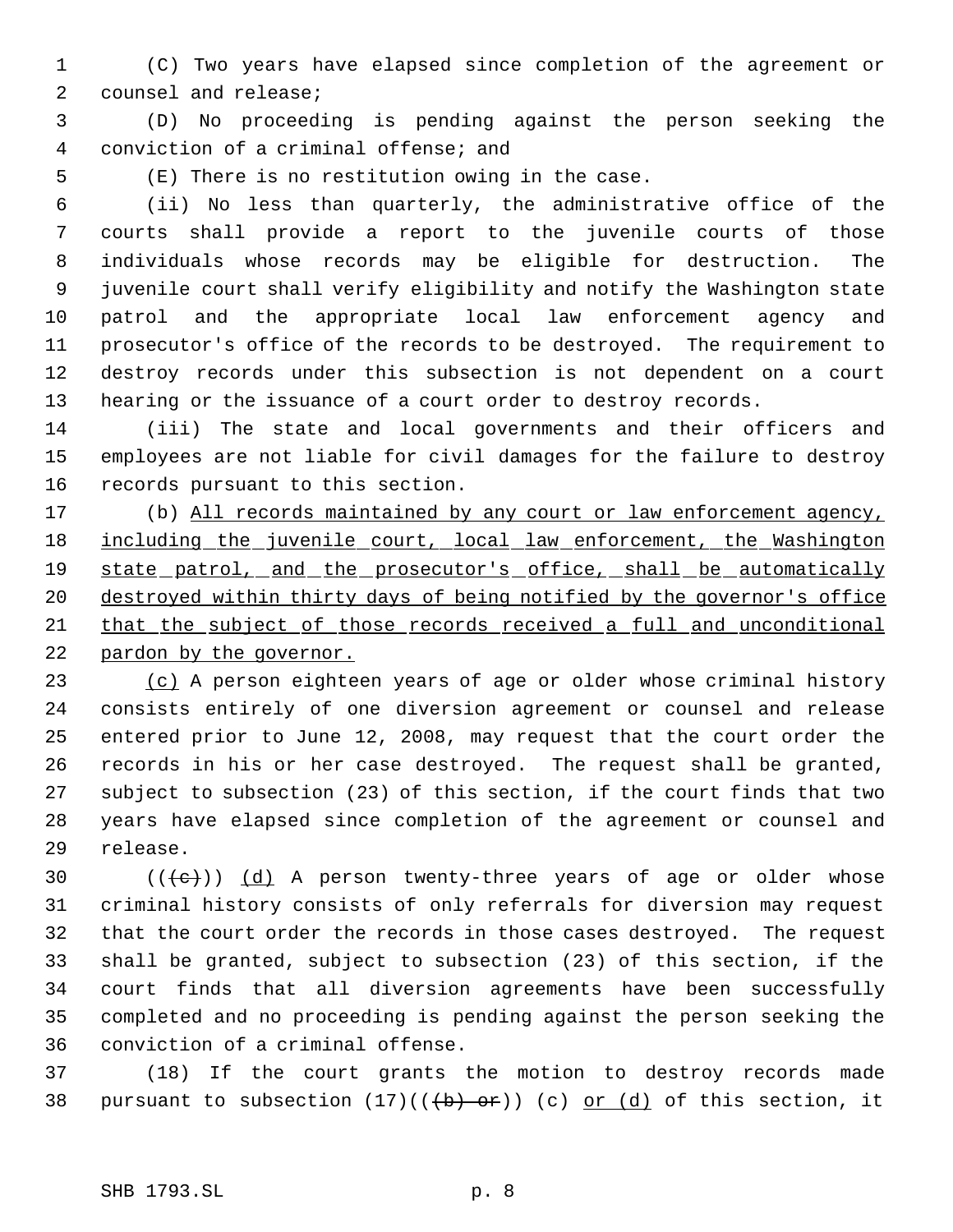(C) Two years have elapsed since completion of the agreement or counsel and release;

(D) No proceeding is pending against the person seeking the conviction of a criminal offense; and

(E) There is no restitution owing in the case.

(ii) No less than quarterly, the administrative office of the courts shall provide a report to the juvenile courts of those individuals whose records may be eligible for destruction. The juvenile court shall verify eligibility and notify the Washington state patrol and the appropriate local law enforcement agency and prosecutor's office of the records to be destroyed. The requirement to destroy records under this subsection is not dependent on a court hearing or the issuance of a court order to destroy records.

(iii) The state and local governments and their officers and employees are not liable for civil damages for the failure to destroy records pursuant to this section.

(b) <u>All records maintained by any court or law enforcement agency, including the juvenile court, local law enforcement, the Washington state patrol, and the prosecutor's office, shall be automatically destroyed within thirty days of being notified by the governor's office that the subject of those records received a full and unconditional pardon by the governor.</u>

<u>(c)</u> A person eighteen years of age or older whose criminal history consists entirely of one diversion agreement or counsel and release entered prior to June 12, 2008, may request that the court order the records in his or her case destroyed. The request shall be granted, subject to subsection (23) of this section, if the court finds that two years have elapsed since completion of the agreement or counsel and release.

((~~(c)~~)) <u>(d)</u> A person twenty-three years of age or older whose criminal history consists of only referrals for diversion may request that the court order the records in those cases destroyed. The request shall be granted, subject to subsection (23) of this section, if the court finds that all diversion agreements have been successfully completed and no proceeding is pending against the person seeking the conviction of a criminal offense.

(18) If the court grants the motion to destroy records made pursuant to subsection (17)((~~(b) or~~)) (c) <u>or (d)</u> of this section, it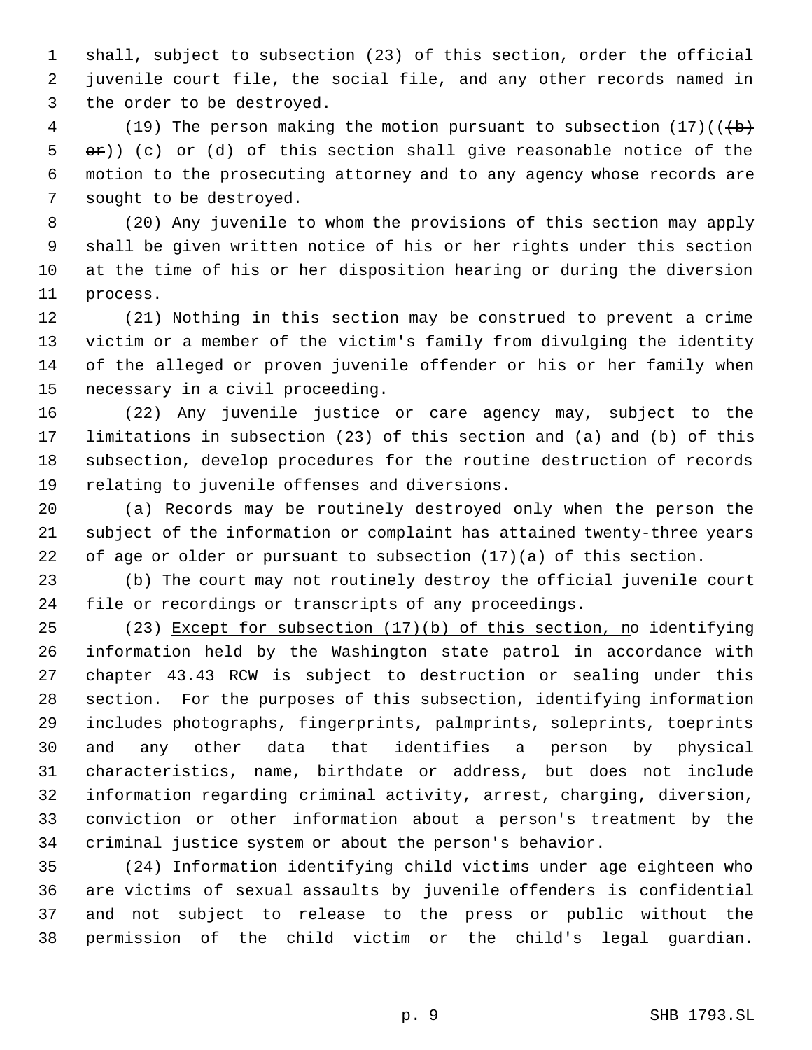shall, subject to subsection (23) of this section, order the official juvenile court file, the social file, and any other records named in the order to be destroyed.

(19) The person making the motion pursuant to subsection (17)(((b) or)) (c) or (d) of this section shall give reasonable notice of the motion to the prosecuting attorney and to any agency whose records are sought to be destroyed.

(20) Any juvenile to whom the provisions of this section may apply shall be given written notice of his or her rights under this section at the time of his or her disposition hearing or during the diversion process.

(21) Nothing in this section may be construed to prevent a crime victim or a member of the victim's family from divulging the identity of the alleged or proven juvenile offender or his or her family when necessary in a civil proceeding.

(22) Any juvenile justice or care agency may, subject to the limitations in subsection (23) of this section and (a) and (b) of this subsection, develop procedures for the routine destruction of records relating to juvenile offenses and diversions.

(a) Records may be routinely destroyed only when the person the subject of the information or complaint has attained twenty-three years of age or older or pursuant to subsection (17)(a) of this section.

(b) The court may not routinely destroy the official juvenile court file or recordings or transcripts of any proceedings.

(23) Except for subsection (17)(b) of this section, no identifying information held by the Washington state patrol in accordance with chapter 43.43 RCW is subject to destruction or sealing under this section. For the purposes of this subsection, identifying information includes photographs, fingerprints, palmprints, soleprints, toeprints and any other data that identifies a person by physical characteristics, name, birthdate or address, but does not include information regarding criminal activity, arrest, charging, diversion, conviction or other information about a person's treatment by the criminal justice system or about the person's behavior.

(24) Information identifying child victims under age eighteen who are victims of sexual assaults by juvenile offenders is confidential and not subject to release to the press or public without the permission of the child victim or the child's legal guardian.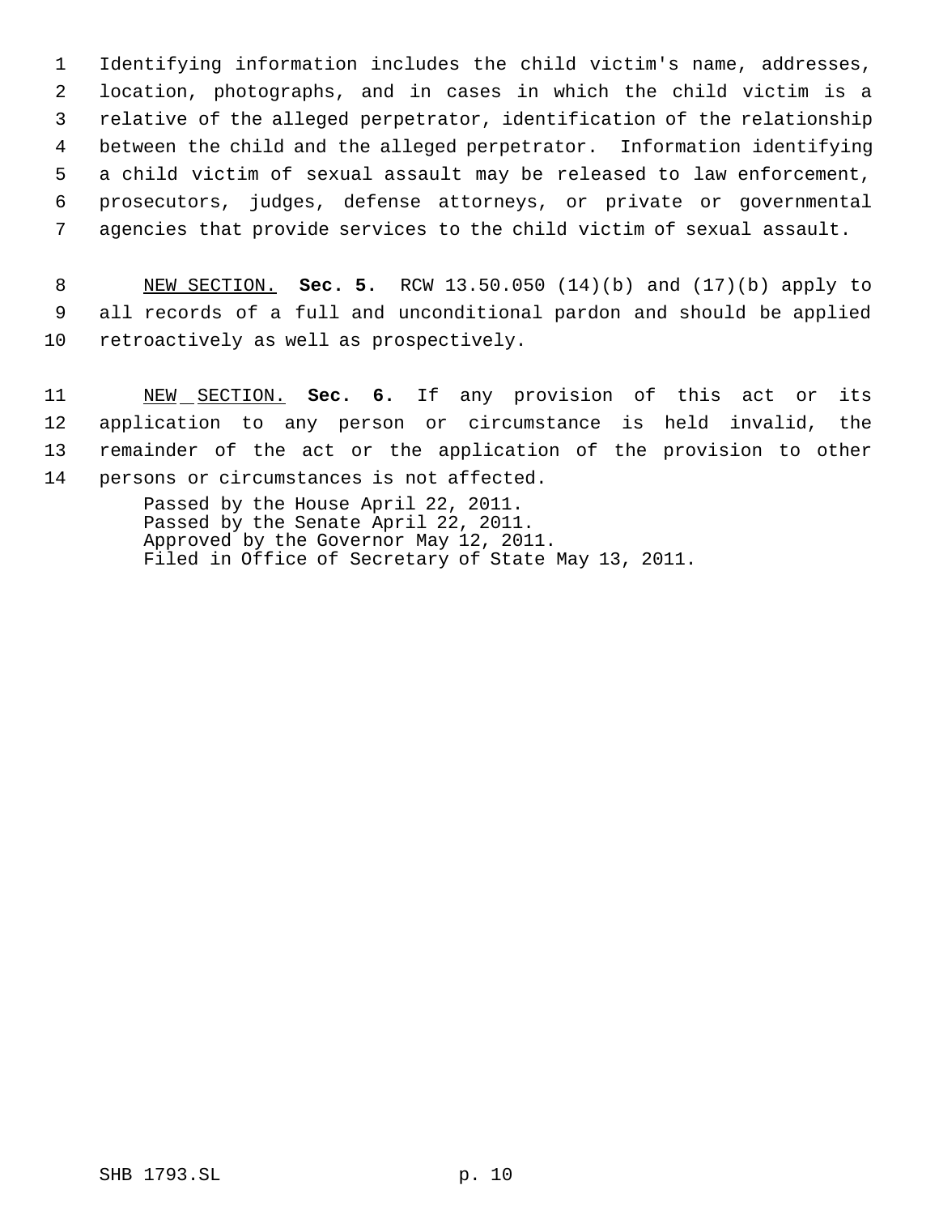Identifying information includes the child victim's name, addresses, location, photographs, and in cases in which the child victim is a relative of the alleged perpetrator, identification of the relationship between the child and the alleged perpetrator. Information identifying a child victim of sexual assault may be released to law enforcement, prosecutors, judges, defense attorneys, or private or governmental agencies that provide services to the child victim of sexual assault.

NEW SECTION. **Sec. 5.** RCW 13.50.050 (14)(b) and (17)(b) apply to all records of a full and unconditional pardon and should be applied retroactively as well as prospectively.

NEW SECTION. **Sec. 6.** If any provision of this act or its application to any person or circumstance is held invalid, the remainder of the act or the application of the provision to other persons or circumstances is not affected.

Passed by the House April 22, 2011.
Passed by the Senate April 22, 2011.
Approved by the Governor May 12, 2011.
Filed in Office of Secretary of State May 13, 2011.